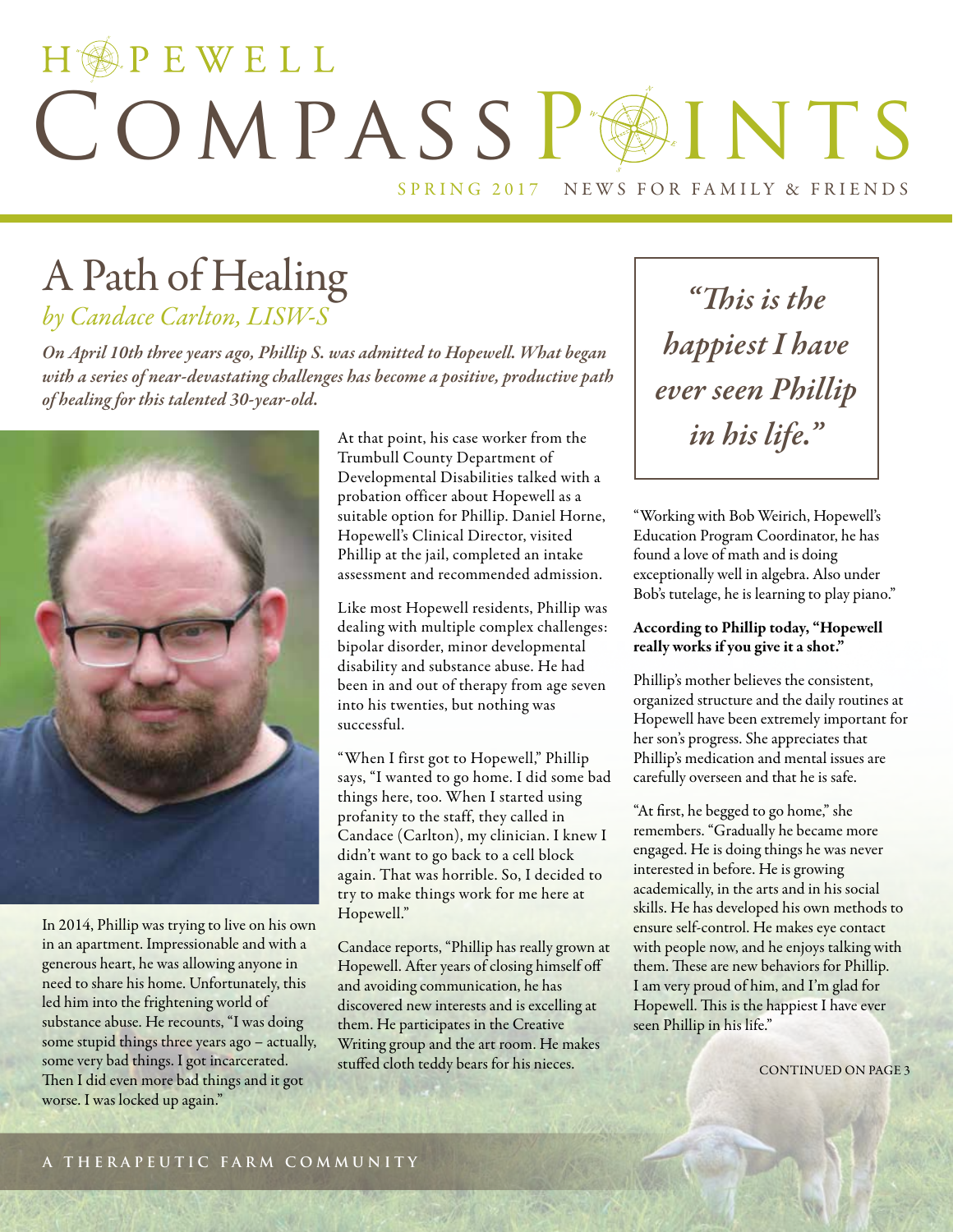# HOPEWELL COMPASS POINTS

SPRING 2017 NEWS FOR FAMILY & FRIENDS

## A Path of Healing

*by Candace Carlton, LISW-S*

***On April 10th three years ago, Phillip S. was admitted to Hopewell. What began with a series of near-devastating challenges has become a positive, productive path of healing for this talented 30-year-old.***

In 2014, Phillip was trying to live on his own in an apartment. Impressionable and with a generous heart, he was allowing anyone in need to share his home. Unfortunately, this led him into the frightening world of substance abuse. He recounts, "I was doing some stupid things three years ago – actually, some very bad things. I got incarcerated. Then I did even more bad things and it got worse. I was locked up again."

At that point, his case worker from the Trumbull County Department of Developmental Disabilities talked with a probation officer about Hopewell as a suitable option for Phillip. Daniel Horne, Hopewell's Clinical Director, visited Phillip at the jail, completed an intake assessment and recommended admission.

Like most Hopewell residents, Phillip was dealing with multiple complex challenges: bipolar disorder, minor developmental disability and substance abuse. He had been in and out of therapy from age seven into his twenties, but nothing was successful.

"When I first got to Hopewell," Phillip says, "I wanted to go home. I did some bad things here, too. When I started using profanity to the staff, they called in Candace (Carlton), my clinician. I knew I didn't want to go back to a cell block again. That was horrible. So, I decided to try to make things work for me here at Hopewell."

Candace reports, "Phillip has really grown at Hopewell. After years of closing himself off and avoiding communication, he has discovered new interests and is excelling at them. He participates in the Creative Writing group and the art room. He makes stuffed cloth teddy bears for his nieces.

> *"This is the happiest I have ever seen Phillip in his life."*

"Working with Bob Weirich, Hopewell's Education Program Coordinator, he has found a love of math and is doing exceptionally well in algebra. Also under Bob's tutelage, he is learning to play piano."

**According to Phillip today, "Hopewell really works if you give it a shot."**

Phillip's mother believes the consistent, organized structure and the daily routines at Hopewell have been extremely important for her son's progress. She appreciates that Phillip's medication and mental issues are carefully overseen and that he is safe.

"At first, he begged to go home," she remembers. "Gradually he became more engaged. He is doing things he was never interested in before. He is growing academically, in the arts and in his social skills. He has developed his own methods to ensure self-control. He makes eye contact with people now, and he enjoys talking with them. These are new behaviors for Phillip. I am very proud of him, and I'm glad for Hopewell. This is the happiest I have ever seen Phillip in his life."

CONTINUED ON PAGE 3

A THERAPEUTIC FARM COMMUNITY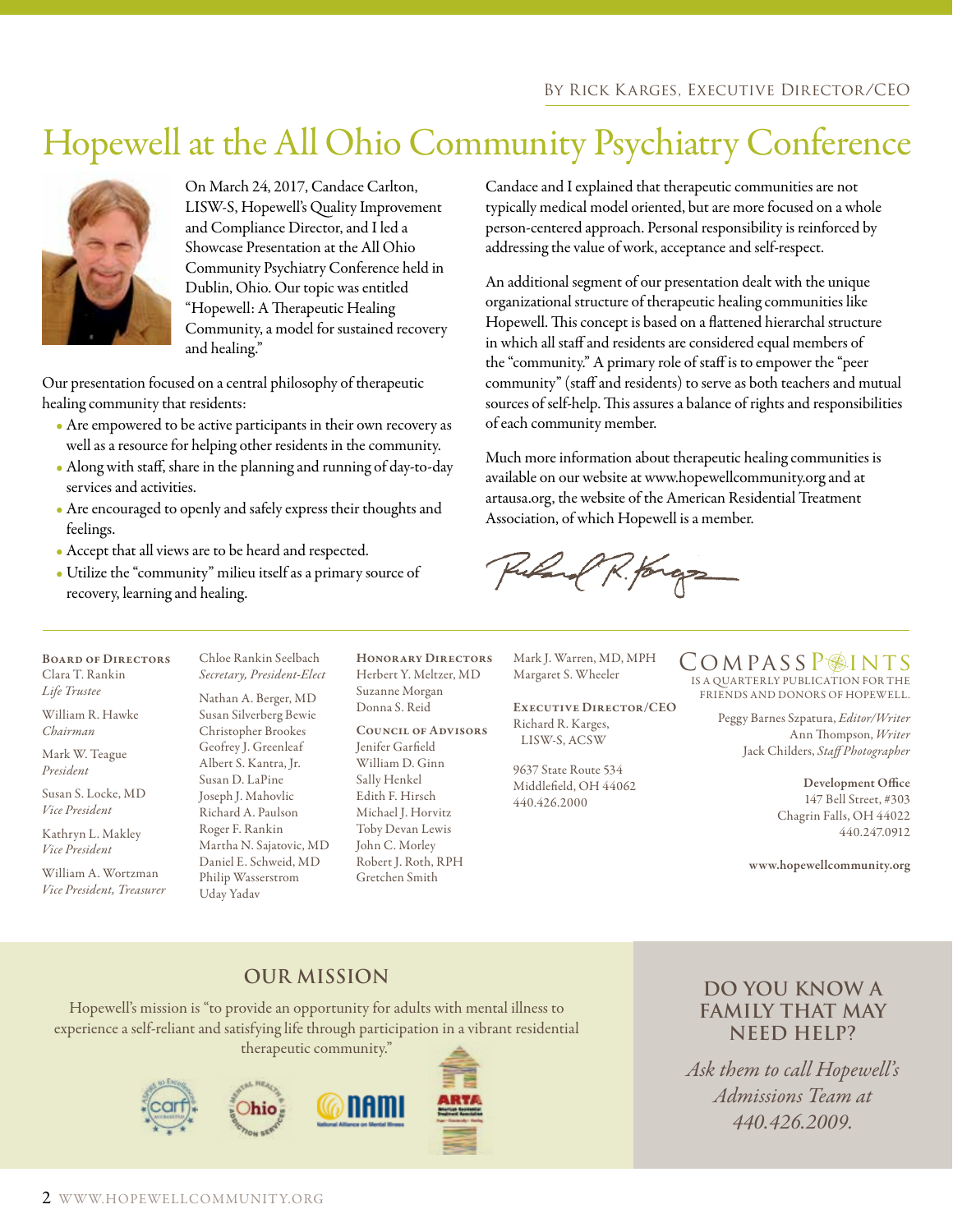By Rick Karges, Executive Director/CEO

# Hopewell at the All Ohio Community Psychiatry Conference

On March 24, 2017, Candace Carlton, LISW-S, Hopewell's Quality Improvement and Compliance Director, and I led a Showcase Presentation at the All Ohio Community Psychiatry Conference held in Dublin, Ohio. Our topic was entitled "Hopewell: A Therapeutic Healing Community, a model for sustained recovery and healing."

Our presentation focused on a central philosophy of therapeutic healing community that residents:

- Are empowered to be active participants in their own recovery as well as a resource for helping other residents in the community.
- Along with staff, share in the planning and running of day-to-day services and activities.
- Are encouraged to openly and safely express their thoughts and feelings.
- Accept that all views are to be heard and respected.
- Utilize the "community" milieu itself as a primary source of recovery, learning and healing.

Candace and I explained that therapeutic communities are not typically medical model oriented, but are more focused on a whole person-centered approach. Personal responsibility is reinforced by addressing the value of work, acceptance and self-respect.

An additional segment of our presentation dealt with the unique organizational structure of therapeutic healing communities like Hopewell. This concept is based on a flattened hierarchal structure in which all staff and residents are considered equal members of the "community." A primary role of staff is to empower the "peer community" (staff and residents) to serve as both teachers and mutual sources of self-help. This assures a balance of rights and responsibilities of each community member.

Much more information about therapeutic healing communities is available on our website at www.hopewellcommunity.org and at artausa.org, the website of the American Residential Treatment Association, of which Hopewell is a member.

---

**Board of Directors**
Clara T. Rankin, *Life Trustee*
William R. Hawke, *Chairman*
Mark W. Teague, *President*
Susan S. Locke, MD, *Vice President*
Kathryn L. Makley, *Vice President*
William A. Wortzman, *Vice President, Treasurer*
Chloe Rankin Seelbach, *Secretary, President-Elect*
Nathan A. Berger, MD
Susan Silverberg Bewie
Christopher Brookes
Geofrey J. Greenleaf
Albert S. Kantra, Jr.
Susan D. LaPine
Joseph J. Mahovlic
Richard A. Paulson
Roger F. Rankin
Martha N. Sajatovic, MD
Daniel E. Schweid, MD
Philip Wasserstrom
Uday Yadav

**Honorary Directors**
Herbert Y. Meltzer, MD
Suzanne Morgan
Donna S. Reid

**Council of Advisors**
Jenifer Garfield
William D. Ginn
Sally Henkel
Edith F. Hirsch
Michael J. Horvitz
Toby Devan Lewis
John C. Morley
Robert J. Roth, RPH
Gretchen Smith
Mark J. Warren, MD, MPH
Margaret S. Wheeler

**Executive Director/CEO**
Richard R. Karges, LISW-S, ACSW

9637 State Route 534
Middlefield, OH 44062
440.426.2000

**COMPASS POINTS** is a quarterly publication for the friends and donors of Hopewell.

Peggy Barnes Szpatura, *Editor/Writer*
Ann Thompson, *Writer*
Jack Childers, *Staff Photographer*

**Development Office**
147 Bell Street, #303
Chagrin Falls, OH 44022
440.247.0912

www.hopewellcommunity.org

## OUR MISSION

Hopewell's mission is "to provide an opportunity for adults with mental illness to experience a self-reliant and satisfying life through participation in a vibrant residential therapeutic community."

## DO YOU KNOW A FAMILY THAT MAY NEED HELP?

*Ask them to call Hopewell's Admissions Team at 440.426.2009.*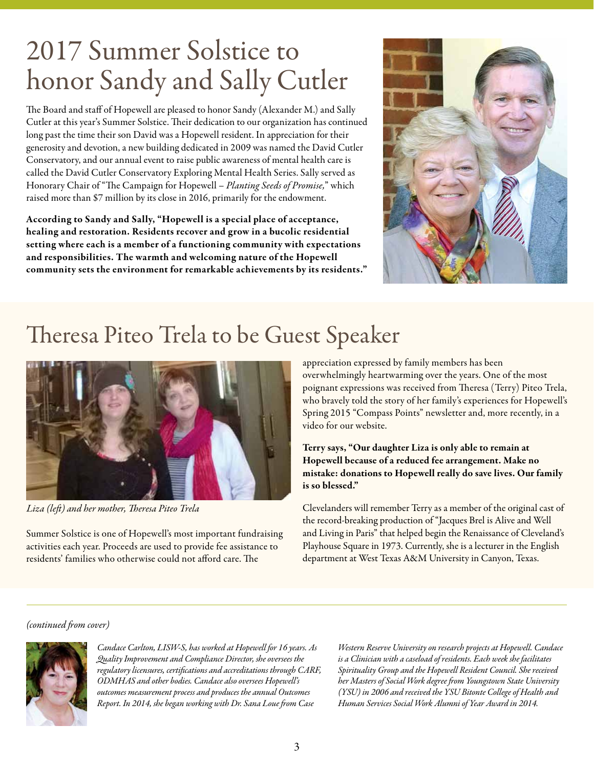# 2017 Summer Solstice to honor Sandy and Sally Cutler

The Board and staff of Hopewell are pleased to honor Sandy (Alexander M.) and Sally Cutler at this year's Summer Solstice. Their dedication to our organization has continued long past the time their son David was a Hopewell resident. In appreciation for their generosity and devotion, a new building dedicated in 2009 was named the David Cutler Conservatory, and our annual event to raise public awareness of mental health care is called the David Cutler Conservatory Exploring Mental Health Series. Sally served as Honorary Chair of "The Campaign for Hopewell – *Planting Seeds of Promise,*" which raised more than $7 million by its close in 2016, primarily for the endowment.

**According to Sandy and Sally, "Hopewell is a special place of acceptance, healing and restoration. Residents recover and grow in a bucolic residential setting where each is a member of a functioning community with expectations and responsibilities. The warmth and welcoming nature of the Hopewell community sets the environment for remarkable achievements by its residents."**

# Theresa Piteo Trela to be Guest Speaker

*Liza (left) and her mother, Theresa Piteo Trela*

Summer Solstice is one of Hopewell's most important fundraising activities each year. Proceeds are used to provide fee assistance to residents' families who otherwise could not afford care. The appreciation expressed by family members has been overwhelmingly heartwarming over the years. One of the most poignant expressions was received from Theresa (Terry) Piteo Trela, who bravely told the story of her family's experiences for Hopewell's Spring 2015 "Compass Points" newsletter and, more recently, in a video for our website.

**Terry says, "Our daughter Liza is only able to remain at Hopewell because of a reduced fee arrangement. Make no mistake: donations to Hopewell really do save lives. Our family is so blessed."**

Clevelanders will remember Terry as a member of the original cast of the record-breaking production of "Jacques Brel is Alive and Well and Living in Paris" that helped begin the Renaissance of Cleveland's Playhouse Square in 1973. Currently, she is a lecturer in the English department at West Texas A&M University in Canyon, Texas.

---

*(continued from cover)*

*Candace Carlton, LISW-S, has worked at Hopewell for 16 years. As Quality Improvement and Compliance Director, she oversees the regulatory licensures, certifications and accreditations through CARF, ODMHAS and other bodies. Candace also oversees Hopewell's outcomes measurement process and produces the annual Outcomes Report. In 2014, she began working with Dr. Sana Loue from Case Western Reserve University on research projects at Hopewell. Candace is a Clinician with a caseload of residents. Each week she facilitates Spirituality Group and the Hopewell Resident Council. She received her Masters of Social Work degree from Youngstown State University (YSU) in 2006 and received the YSU Bitonte College of Health and Human Services Social Work Alumni of Year Award in 2014.*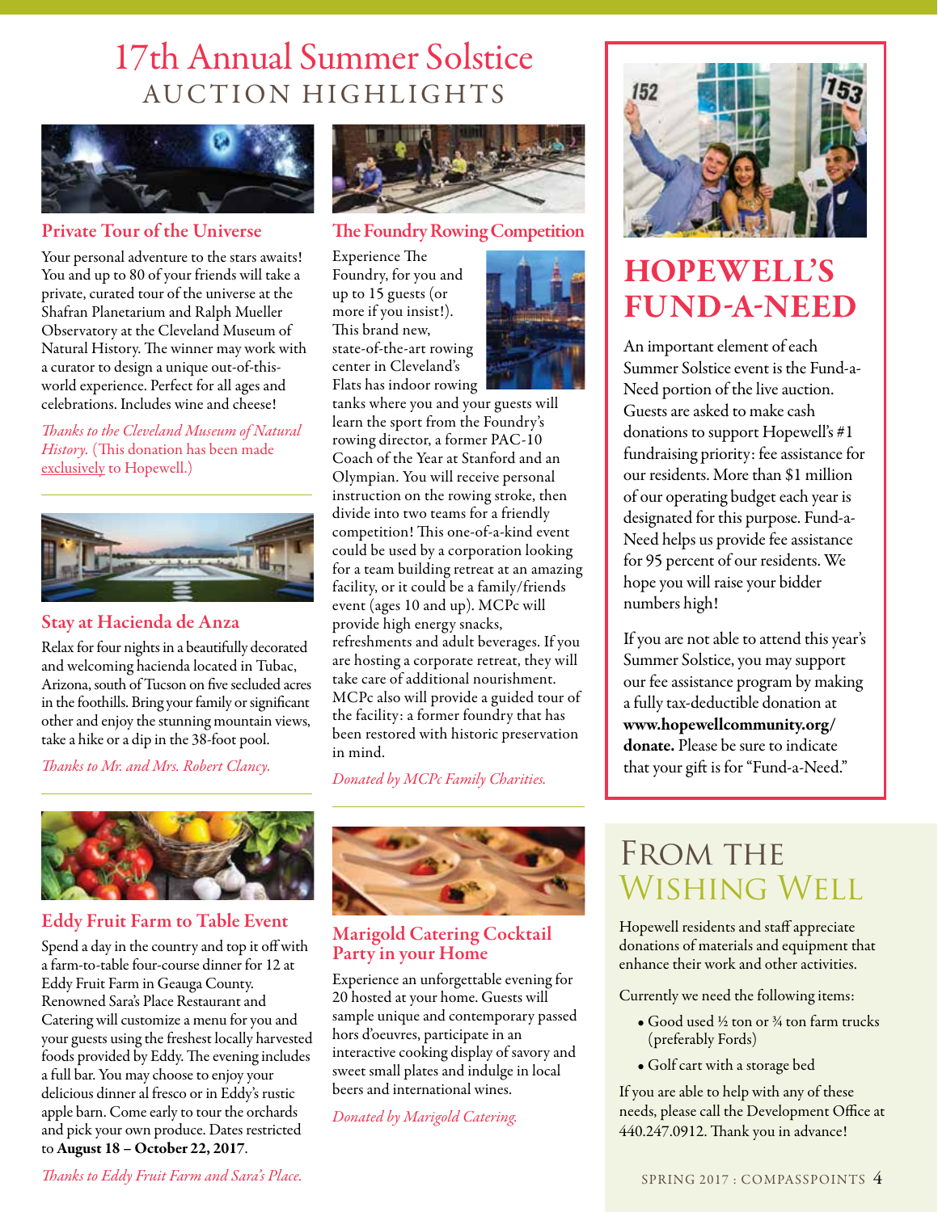# 17th Annual Summer Solstice
## AUCTION HIGHLIGHTS

### Private Tour of the Universe

Your personal adventure to the stars awaits! You and up to 80 of your friends will take a private, curated tour of the universe at the Shafran Planetarium and Ralph Mueller Observatory at the Cleveland Museum of Natural History. The winner may work with a curator to design a unique out-of-this-world experience. Perfect for all ages and celebrations. Includes wine and cheese!

*Thanks to the Cleveland Museum of Natural History.* (This donation has been made exclusively to Hopewell.)

### Stay at Hacienda de Anza

Relax for four nights in a beautifully decorated and welcoming hacienda located in Tubac, Arizona, south of Tucson on five secluded acres in the foothills. Bring your family or significant other and enjoy the stunning mountain views, take a hike or a dip in the 38-foot pool.

*Thanks to Mr. and Mrs. Robert Clancy.*

### Eddy Fruit Farm to Table Event

Spend a day in the country and top it off with a farm-to-table four-course dinner for 12 at Eddy Fruit Farm in Geauga County. Renowned Sara's Place Restaurant and Catering will customize a menu for you and your guests using the freshest locally harvested foods provided by Eddy. The evening includes a full bar. You may choose to enjoy your delicious dinner al fresco or in Eddy's rustic apple barn. Come early to tour the orchards and pick your own produce. Dates restricted to **August 18 – October 22, 2017**.

*Thanks to Eddy Fruit Farm and Sara's Place.*

### The Foundry Rowing Competition

Experience The Foundry, for you and up to 15 guests (or more if you insist!). This brand new, state-of-the-art rowing center in Cleveland's Flats has indoor rowing tanks where you and your guests will learn the sport from the Foundry's rowing director, a former PAC-10 Coach of the Year at Stanford and an Olympian. You will receive personal instruction on the rowing stroke, then divide into two teams for a friendly competition! This one-of-a-kind event could be used by a corporation looking for a team building retreat at an amazing facility, or it could be a family/friends event (ages 10 and up). MCPc will provide high energy snacks, refreshments and adult beverages. If you are hosting a corporate retreat, they will take care of additional nourishment. MCPc also will provide a guided tour of the facility: a former foundry that has been restored with historic preservation in mind.

*Donated by MCPc Family Charities.*

### Marigold Catering Cocktail Party in your Home

Experience an unforgettable evening for 20 hosted at your home. Guests will sample unique and contemporary passed hors d'oeuvres, participate in an interactive cooking display of savory and sweet small plates and indulge in local beers and international wines.

*Donated by Marigold Catering.*

## HOPEWELL'S FUND-A-NEED

An important element of each Summer Solstice event is the Fund-a-Need portion of the live auction. Guests are asked to make cash donations to support Hopewell's #1 fundraising priority: fee assistance for our residents. More than $1 million of our operating budget each year is designated for this purpose. Fund-a-Need helps us provide fee assistance for 95 percent of our residents. We hope you will raise your bidder numbers high!

If you are not able to attend this year's Summer Solstice, you may support our fee assistance program by making a fully tax-deductible donation at **www.hopewellcommunity.org/donate.** Please be sure to indicate that your gift is for "Fund-a-Need."

## From the Wishing Well

Hopewell residents and staff appreciate donations of materials and equipment that enhance their work and other activities.

Currently we need the following items:

- Good used ½ ton or ¾ ton farm trucks (preferably Fords)
- Golf cart with a storage bed

If you are able to help with any of these needs, please call the Development Office at 440.247.0912. Thank you in advance!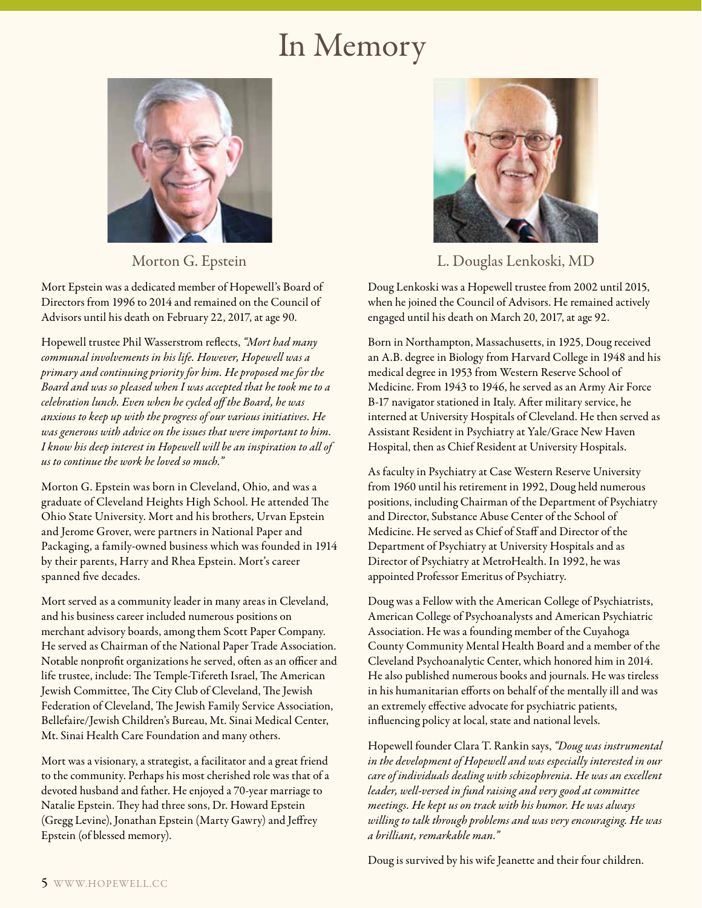# In Memory

## Morton G. Epstein

Mort Epstein was a dedicated member of Hopewell's Board of Directors from 1996 to 2014 and remained on the Council of Advisors until his death on February 22, 2017, at age 90.

Hopewell trustee Phil Wasserstrom reflects, *"Mort had many communal involvements in his life. However, Hopewell was a primary and continuing priority for him. He proposed me for the Board and was so pleased when I was accepted that he took me to a celebration lunch. Even when he cycled off the Board, he was anxious to keep up with the progress of our various initiatives. He was generous with advice on the issues that were important to him. I know his deep interest in Hopewell will be an inspiration to all of us to continue the work he loved so much."*

Morton G. Epstein was born in Cleveland, Ohio, and was a graduate of Cleveland Heights High School. He attended The Ohio State University. Mort and his brothers, Urvan Epstein and Jerome Grover, were partners in National Paper and Packaging, a family-owned business which was founded in 1914 by their parents, Harry and Rhea Epstein. Mort's career spanned five decades.

Mort served as a community leader in many areas in Cleveland, and his business career included numerous positions on merchant advisory boards, among them Scott Paper Company. He served as Chairman of the National Paper Trade Association. Notable nonprofit organizations he served, often as an officer and life trustee, include: The Temple-Tifereth Israel, The American Jewish Committee, The City Club of Cleveland, The Jewish Federation of Cleveland, The Jewish Family Service Association, Bellefaire/Jewish Children's Bureau, Mt. Sinai Medical Center, Mt. Sinai Health Care Foundation and many others.

Mort was a visionary, a strategist, a facilitator and a great friend to the community. Perhaps his most cherished role was that of a devoted husband and father. He enjoyed a 70-year marriage to Natalie Epstein. They had three sons, Dr. Howard Epstein (Gregg Levine), Jonathan Epstein (Marty Gawry) and Jeffrey Epstein (of blessed memory).

## L. Douglas Lenkoski, MD

Doug Lenkoski was a Hopewell trustee from 2002 until 2015, when he joined the Council of Advisors. He remained actively engaged until his death on March 20, 2017, at age 92.

Born in Northampton, Massachusetts, in 1925, Doug received an A.B. degree in Biology from Harvard College in 1948 and his medical degree in 1953 from Western Reserve School of Medicine. From 1943 to 1946, he served as an Army Air Force B-17 navigator stationed in Italy. After military service, he interned at University Hospitals of Cleveland. He then served as Assistant Resident in Psychiatry at Yale/Grace New Haven Hospital, then as Chief Resident at University Hospitals.

As faculty in Psychiatry at Case Western Reserve University from 1960 until his retirement in 1992, Doug held numerous positions, including Chairman of the Department of Psychiatry and Director, Substance Abuse Center of the School of Medicine. He served as Chief of Staff and Director of the Department of Psychiatry at University Hospitals and as Director of Psychiatry at MetroHealth. In 1992, he was appointed Professor Emeritus of Psychiatry.

Doug was a Fellow with the American College of Psychiatrists, American College of Psychoanalysts and American Psychiatric Association. He was a founding member of the Cuyahoga County Community Mental Health Board and a member of the Cleveland Psychoanalytic Center, which honored him in 2014. He also published numerous books and journals. He was tireless in his humanitarian efforts on behalf of the mentally ill and was an extremely effective advocate for psychiatric patients, influencing policy at local, state and national levels.

Hopewell founder Clara T. Rankin says, *"Doug was instrumental in the development of Hopewell and was especially interested in our care of individuals dealing with schizophrenia. He was an excellent leader, well-versed in fund raising and very good at committee meetings. He kept us on track with his humor. He was always willing to talk through problems and was very encouraging. He was a brilliant, remarkable man."*

Doug is survived by his wife Jeanette and their four children.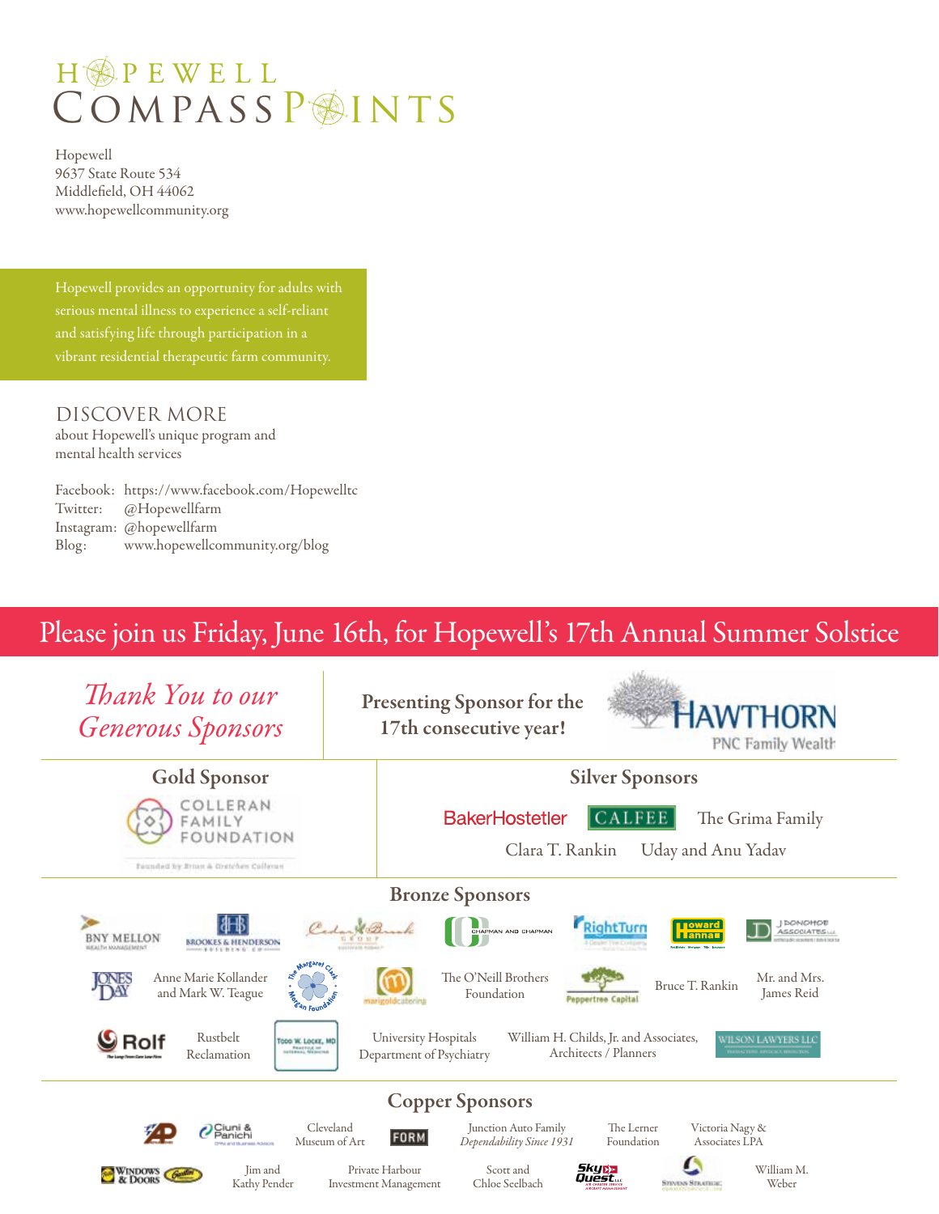# HOPEWELL COMPASSPOINTS

Hopewell
9637 State Route 534
Middlefield, OH 44062
www.hopewellcommunity.org

Hopewell provides an opportunity for adults with serious mental illness to experience a self-reliant and satisfying life through participation in a vibrant residential therapeutic farm community.

## DISCOVER MORE

about Hopewell's unique program and mental health services

Facebook: https://www.facebook.com/Hopewelltc
Twitter: @Hopewellfarm
Instagram: @hopewellfarm
Blog: www.hopewellcommunity.org/blog

## Please join us Friday, June 16th, for Hopewell's 17th Annual Summer Solstice

*Thank You to our Generous Sponsors*

**Presenting Sponsor for the 17th consecutive year!**

HAWTHORN PNC Family Wealth

### Gold Sponsor

COLLERAN FAMILY FOUNDATION
Founded by Brian & Gretchen Colleran

### Silver Sponsors

BakerHostetler
CALFEE
The Grima Family
Clara T. Rankin
Uday and Anu Yadav

### Bronze Sponsors

BNY MELLON Wealth Management
Brookes & Henderson Building Co
Cedar Brook Group
Chapman and Chapman
RightTurn
Howard Hanna
J Donohoe Associates LLC
Jones Day
Anne Marie Kollander and Mark W. Teague
The Margaret Clark Morgan Foundation
marigoldcatering
The O'Neill Brothers Foundation
Peppertree Capital
Bruce T. Rankin
Mr. and Mrs. James Reid
Rolf
Rustbelt Reclamation
Todd W. Locke, MD
University Hospitals Department of Psychiatry
William H. Childs, Jr. and Associates, Architects / Planners
Wilson Lawyers LLC

### Copper Sponsors

AP
Ciuni & Panichi
Cleveland Museum of Art
FORM
Junction Auto Family *Dependability Since 1931*
The Lerner Foundation
Victoria Nagy & Associates LPA
Windows & Doors
Jim and Kathy Pender
Private Harbour Investment Management
Scott and Chloe Seelbach
SkyQuest LLC
Stevens Strategic
William M. Weber